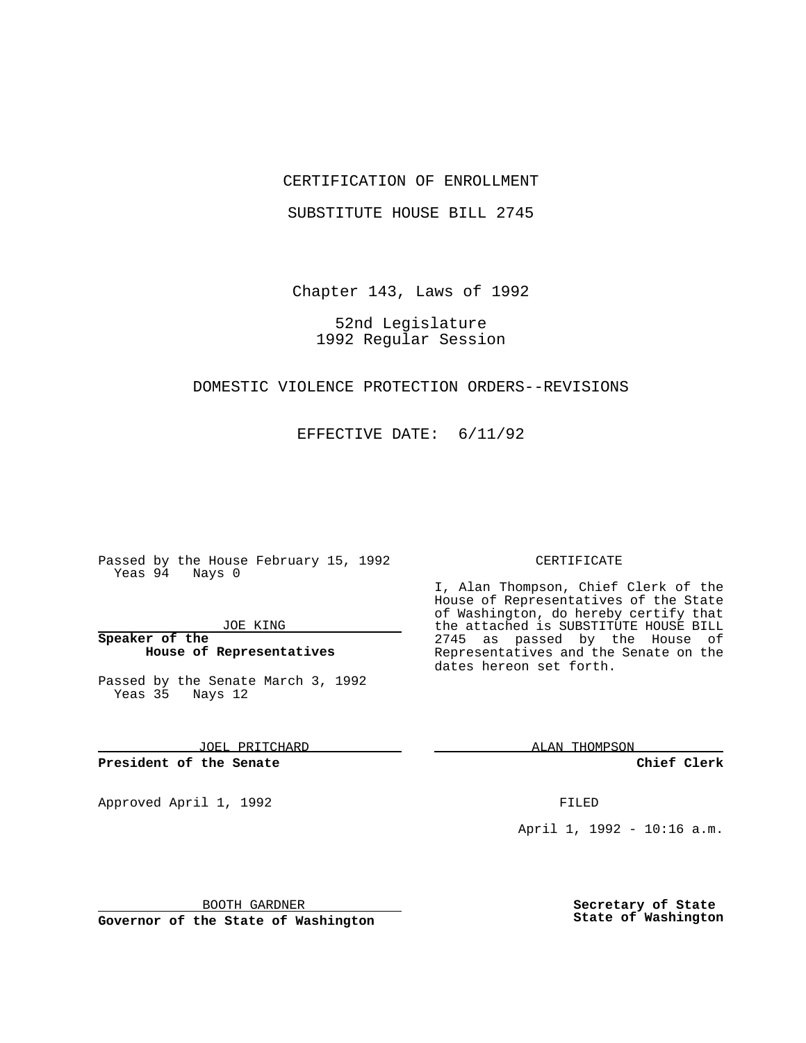CERTIFICATION OF ENROLLMENT

SUBSTITUTE HOUSE BILL 2745

Chapter 143, Laws of 1992

52nd Legislature
1992 Regular Session

DOMESTIC VIOLENCE PROTECTION ORDERS--REVISIONS

EFFECTIVE DATE: 6/11/92

Passed by the House February 15, 1992
Yeas 94 Nays 0

JOE KING

**Speaker of the House of Representatives**

Passed by the Senate March 3, 1992
Yeas 35 Nays 12

JOEL PRITCHARD

**President of the Senate**

Approved April 1, 1992

BOOTH GARDNER

**Governor of the State of Washington**

CERTIFICATE

I, Alan Thompson, Chief Clerk of the House of Representatives of the State of Washington, do hereby certify that the attached is SUBSTITUTE HOUSE BILL 2745 as passed by the House of Representatives and the Senate on the dates hereon set forth.

ALAN THOMPSON

**Chief Clerk**

FILED

April 1, 1992 - 10:16 a.m.

**Secretary of State State of Washington**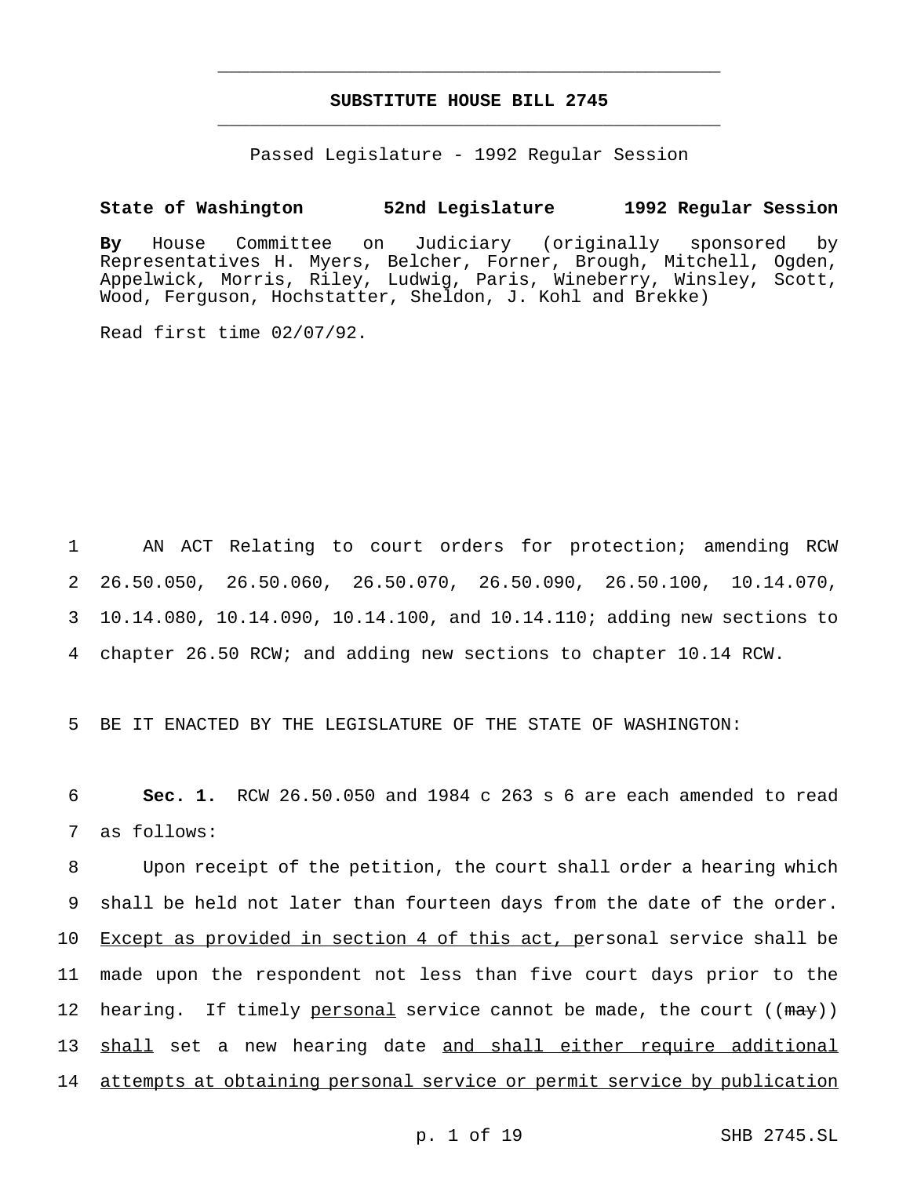# SUBSTITUTE HOUSE BILL 2745

Passed Legislature - 1992 Regular Session

**State of Washington 52nd Legislature 1992 Regular Session**

**By** House Committee on Judiciary (originally sponsored by Representatives H. Myers, Belcher, Forner, Brough, Mitchell, Ogden, Appelwick, Morris, Riley, Ludwig, Paris, Wineberry, Winsley, Scott, Wood, Ferguson, Hochstatter, Sheldon, J. Kohl and Brekke)

Read first time 02/07/92.

1 AN ACT Relating to court orders for protection; amending RCW 2 26.50.050, 26.50.060, 26.50.070, 26.50.090, 26.50.100, 10.14.070, 3 10.14.080, 10.14.090, 10.14.100, and 10.14.110; adding new sections to 4 chapter 26.50 RCW; and adding new sections to chapter 10.14 RCW.

5 BE IT ENACTED BY THE LEGISLATURE OF THE STATE OF WASHINGTON:

6 **Sec. 1.** RCW 26.50.050 and 1984 c 263 s 6 are each amended to read 7 as follows:

8 Upon receipt of the petition, the court shall order a hearing which 9 shall be held not later than fourteen days from the date of the order. 10 Except as provided in section 4 of this act, personal service shall be 11 made upon the respondent not less than five court days prior to the 12 hearing. If timely personal service cannot be made, the court ((~~may~~)) 13 shall set a new hearing date and shall either require additional 14 attempts at obtaining personal service or permit service by publication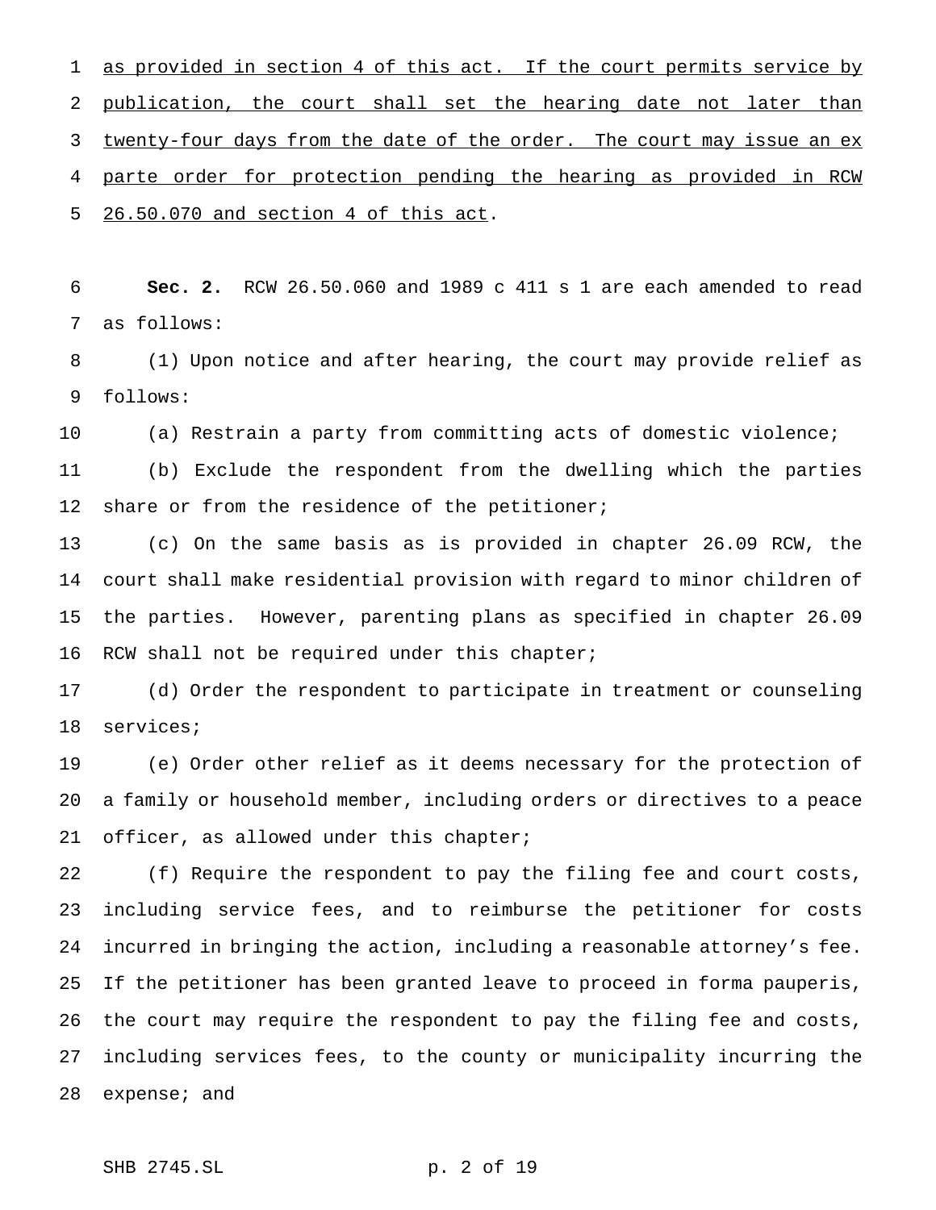as provided in section 4 of this act. If the court permits service by publication, the court shall set the hearing date not later than twenty-four days from the date of the order. The court may issue an ex parte order for protection pending the hearing as provided in RCW 26.50.070 and section 4 of this act.

**Sec. 2.** RCW 26.50.060 and 1989 c 411 s 1 are each amended to read as follows:

(1) Upon notice and after hearing, the court may provide relief as follows:

(a) Restrain a party from committing acts of domestic violence;

(b) Exclude the respondent from the dwelling which the parties share or from the residence of the petitioner;

(c) On the same basis as is provided in chapter 26.09 RCW, the court shall make residential provision with regard to minor children of the parties. However, parenting plans as specified in chapter 26.09 RCW shall not be required under this chapter;

(d) Order the respondent to participate in treatment or counseling services;

(e) Order other relief as it deems necessary for the protection of a family or household member, including orders or directives to a peace officer, as allowed under this chapter;

(f) Require the respondent to pay the filing fee and court costs, including service fees, and to reimburse the petitioner for costs incurred in bringing the action, including a reasonable attorney's fee. If the petitioner has been granted leave to proceed in forma pauperis, the court may require the respondent to pay the filing fee and costs, including services fees, to the county or municipality incurring the expense; and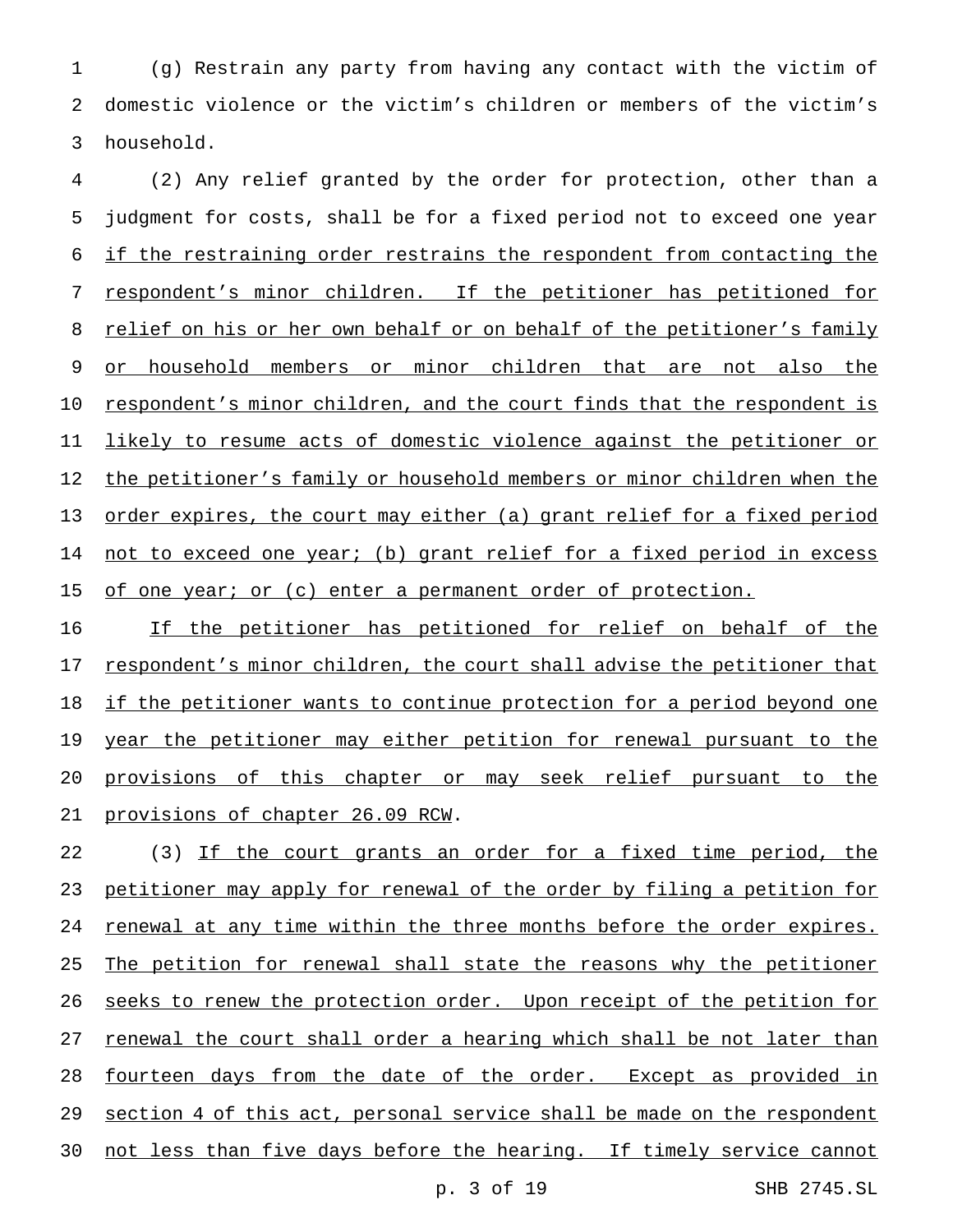(g) Restrain any party from having any contact with the victim of domestic violence or the victim's children or members of the victim's household.

(2) Any relief granted by the order for protection, other than a judgment for costs, shall be for a fixed period not to exceed one year if the restraining order restrains the respondent from contacting the respondent's minor children. If the petitioner has petitioned for relief on his or her own behalf or on behalf of the petitioner's family or household members or minor children that are not also the respondent's minor children, and the court finds that the respondent is likely to resume acts of domestic violence against the petitioner or the petitioner's family or household members or minor children when the order expires, the court may either (a) grant relief for a fixed period not to exceed one year; (b) grant relief for a fixed period in excess of one year; or (c) enter a permanent order of protection.

If the petitioner has petitioned for relief on behalf of the respondent's minor children, the court shall advise the petitioner that if the petitioner wants to continue protection for a period beyond one year the petitioner may either petition for renewal pursuant to the provisions of this chapter or may seek relief pursuant to the provisions of chapter 26.09 RCW.

(3) If the court grants an order for a fixed time period, the petitioner may apply for renewal of the order by filing a petition for renewal at any time within the three months before the order expires. The petition for renewal shall state the reasons why the petitioner seeks to renew the protection order. Upon receipt of the petition for renewal the court shall order a hearing which shall be not later than fourteen days from the date of the order. Except as provided in section 4 of this act, personal service shall be made on the respondent not less than five days before the hearing. If timely service cannot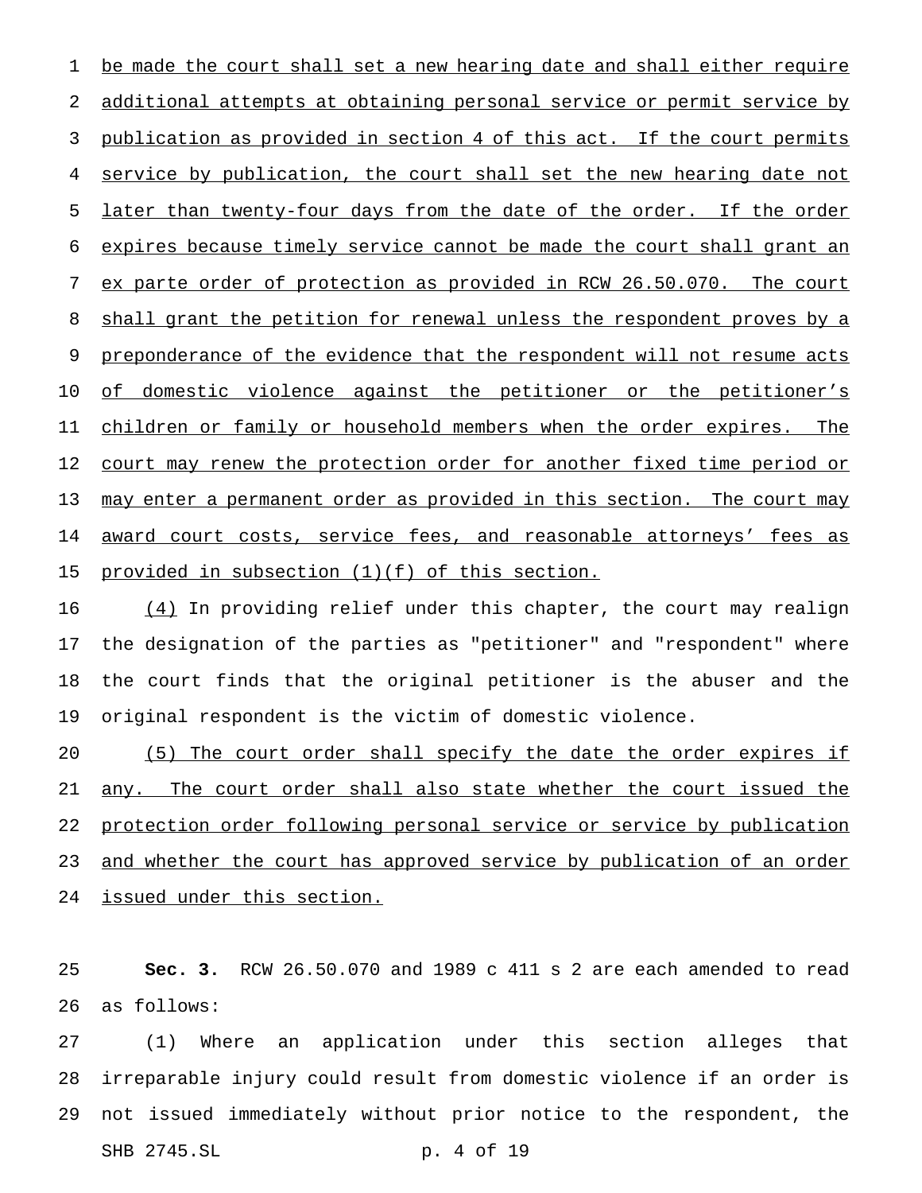be made the court shall set a new hearing date and shall either require additional attempts at obtaining personal service or permit service by publication as provided in section 4 of this act. If the court permits service by publication, the court shall set the new hearing date not later than twenty-four days from the date of the order. If the order expires because timely service cannot be made the court shall grant an ex parte order of protection as provided in RCW 26.50.070. The court shall grant the petition for renewal unless the respondent proves by a preponderance of the evidence that the respondent will not resume acts of domestic violence against the petitioner or the petitioner's children or family or household members when the order expires. The court may renew the protection order for another fixed time period or may enter a permanent order as provided in this section. The court may award court costs, service fees, and reasonable attorneys' fees as provided in subsection (1)(f) of this section.

(4) In providing relief under this chapter, the court may realign the designation of the parties as "petitioner" and "respondent" where the court finds that the original petitioner is the abuser and the original respondent is the victim of domestic violence.

(5) The court order shall specify the date the order expires if any. The court order shall also state whether the court issued the protection order following personal service or service by publication and whether the court has approved service by publication of an order issued under this section.

**Sec. 3.** RCW 26.50.070 and 1989 c 411 s 2 are each amended to read as follows:

(1) Where an application under this section alleges that irreparable injury could result from domestic violence if an order is not issued immediately without prior notice to the respondent, the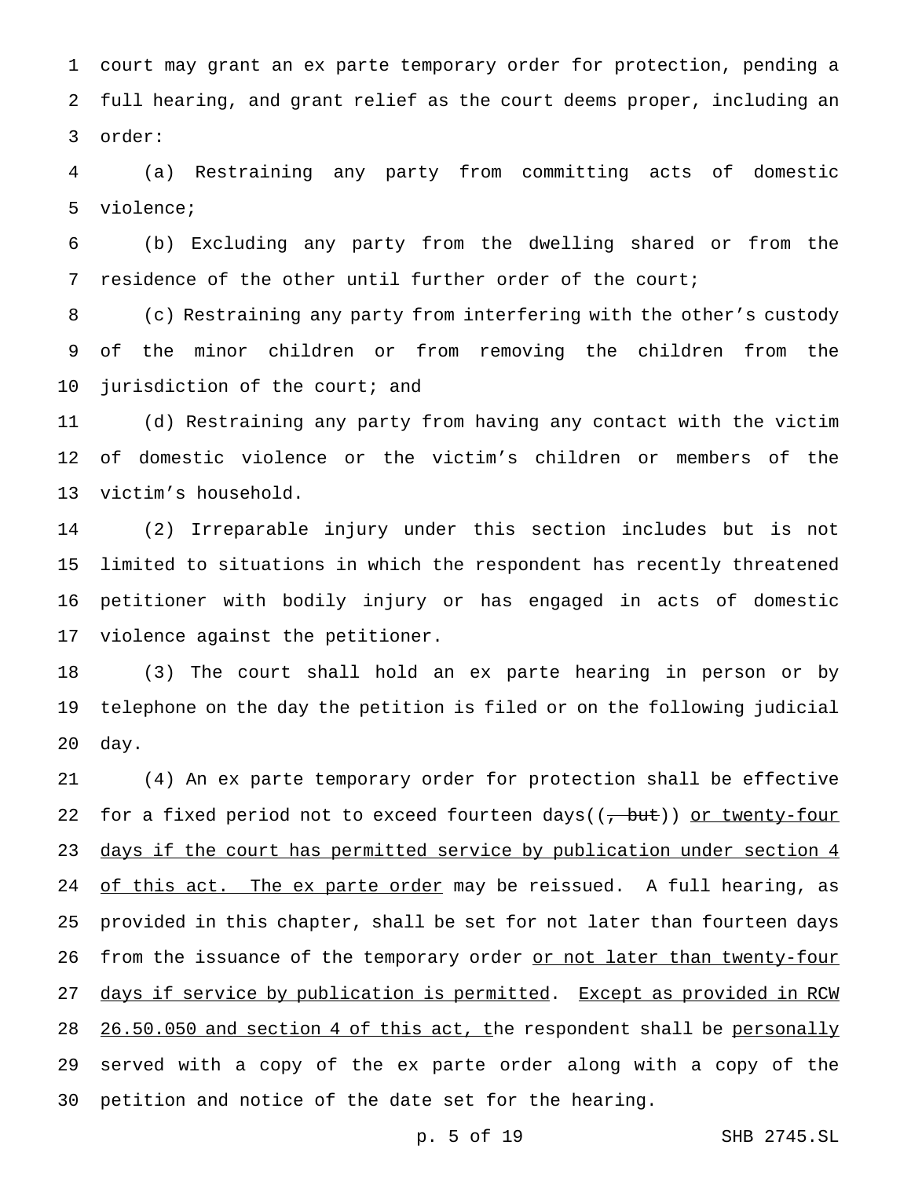court may grant an ex parte temporary order for protection, pending a full hearing, and grant relief as the court deems proper, including an order:

(a) Restraining any party from committing acts of domestic violence;

(b) Excluding any party from the dwelling shared or from the residence of the other until further order of the court;

(c) Restraining any party from interfering with the other's custody of the minor children or from removing the children from the jurisdiction of the court; and

(d) Restraining any party from having any contact with the victim of domestic violence or the victim's children or members of the victim's household.

(2) Irreparable injury under this section includes but is not limited to situations in which the respondent has recently threatened petitioner with bodily injury or has engaged in acts of domestic violence against the petitioner.

(3) The court shall hold an ex parte hearing in person or by telephone on the day the petition is filed or on the following judicial day.

(4) An ex parte temporary order for protection shall be effective for a fixed period not to exceed fourteen days((~~, but~~)) <u>or twenty-four days if the court has permitted service by publication under section 4 of this act. The ex parte order</u> may be reissued. A full hearing, as provided in this chapter, shall be set for not later than fourteen days from the issuance of the temporary order <u>or not later than twenty-four days if service by publication is permitted</u>. <u>Except as provided in RCW 26.50.050 and section 4 of this act, t</u>he respondent shall be <u>personally</u> served with a copy of the ex parte order along with a copy of the petition and notice of the date set for the hearing.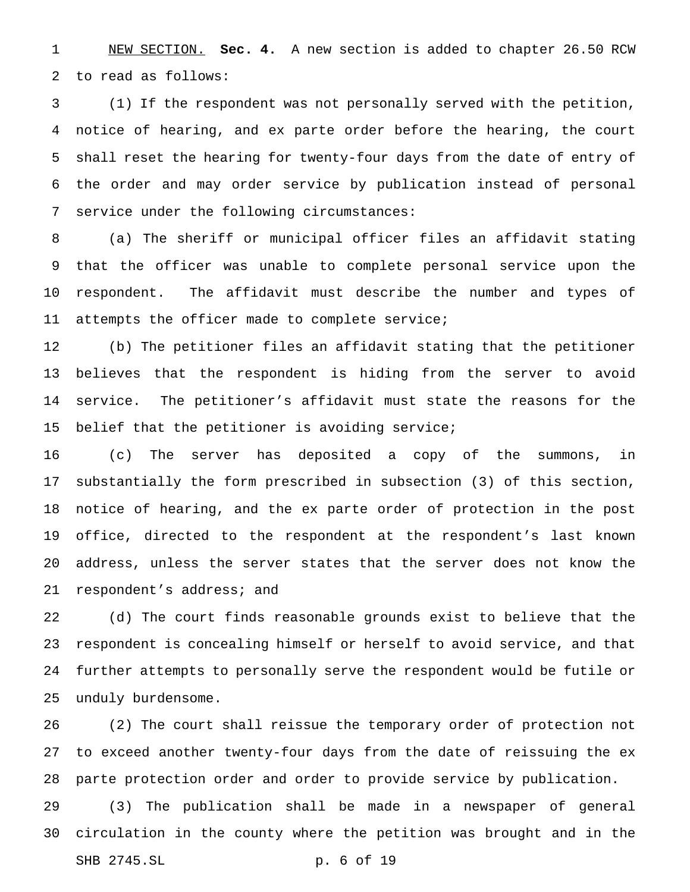NEW SECTION. **Sec. 4.** A new section is added to chapter 26.50 RCW to read as follows:

(1) If the respondent was not personally served with the petition, notice of hearing, and ex parte order before the hearing, the court shall reset the hearing for twenty-four days from the date of entry of the order and may order service by publication instead of personal service under the following circumstances:

(a) The sheriff or municipal officer files an affidavit stating that the officer was unable to complete personal service upon the respondent. The affidavit must describe the number and types of attempts the officer made to complete service;

(b) The petitioner files an affidavit stating that the petitioner believes that the respondent is hiding from the server to avoid service. The petitioner's affidavit must state the reasons for the belief that the petitioner is avoiding service;

(c) The server has deposited a copy of the summons, in substantially the form prescribed in subsection (3) of this section, notice of hearing, and the ex parte order of protection in the post office, directed to the respondent at the respondent's last known address, unless the server states that the server does not know the respondent's address; and

(d) The court finds reasonable grounds exist to believe that the respondent is concealing himself or herself to avoid service, and that further attempts to personally serve the respondent would be futile or unduly burdensome.

(2) The court shall reissue the temporary order of protection not to exceed another twenty-four days from the date of reissuing the ex parte protection order and order to provide service by publication.

(3) The publication shall be made in a newspaper of general circulation in the county where the petition was brought and in the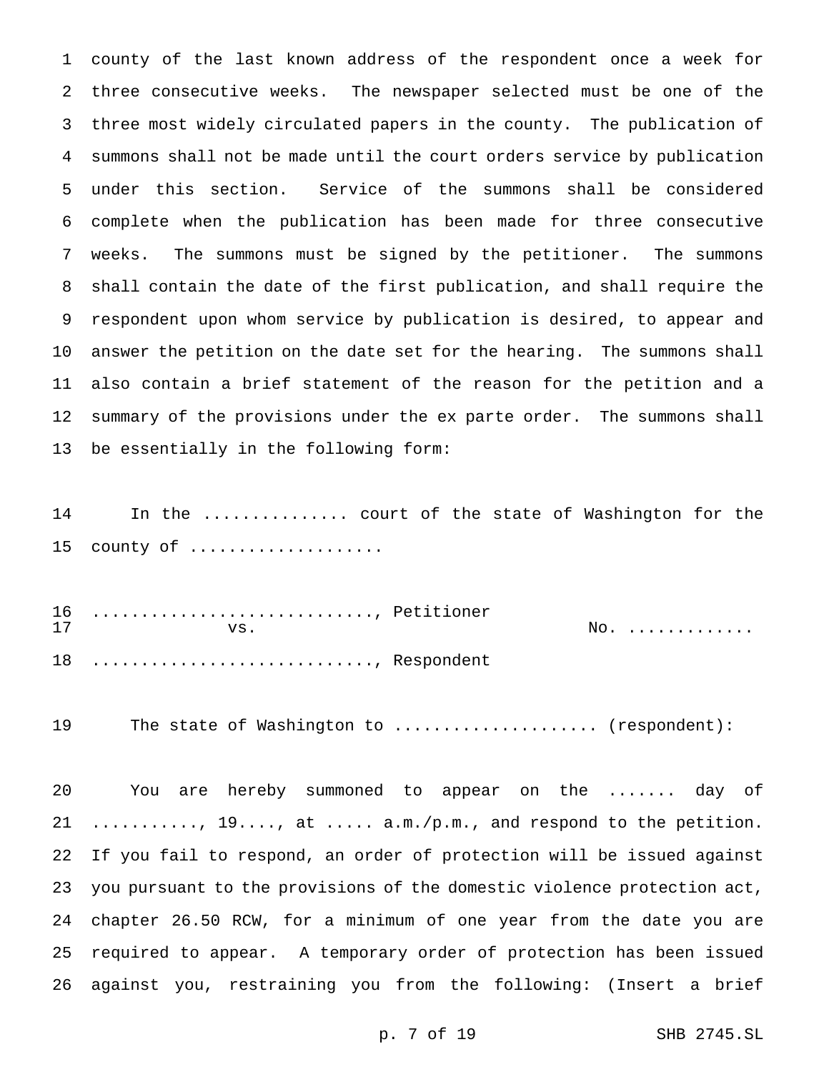county of the last known address of the respondent once a week for three consecutive weeks. The newspaper selected must be one of the three most widely circulated papers in the county. The publication of summons shall not be made until the court orders service by publication under this section. Service of the summons shall be considered complete when the publication has been made for three consecutive weeks. The summons must be signed by the petitioner. The summons shall contain the date of the first publication, and shall require the respondent upon whom service by publication is desired, to appear and answer the petition on the date set for the hearing. The summons shall also contain a brief statement of the reason for the petition and a summary of the provisions under the ex parte order. The summons shall be essentially in the following form:

In the .............. court of the state of Washington for the county of ...................

............................, Petitioner
vs. No. ............
............................, Respondent

The state of Washington to .................... (respondent):

You are hereby summoned to appear on the ....... day of ..........., 19...., at ..... a.m./p.m., and respond to the petition. If you fail to respond, an order of protection will be issued against you pursuant to the provisions of the domestic violence protection act, chapter 26.50 RCW, for a minimum of one year from the date you are required to appear. A temporary order of protection has been issued against you, restraining you from the following: (Insert a brief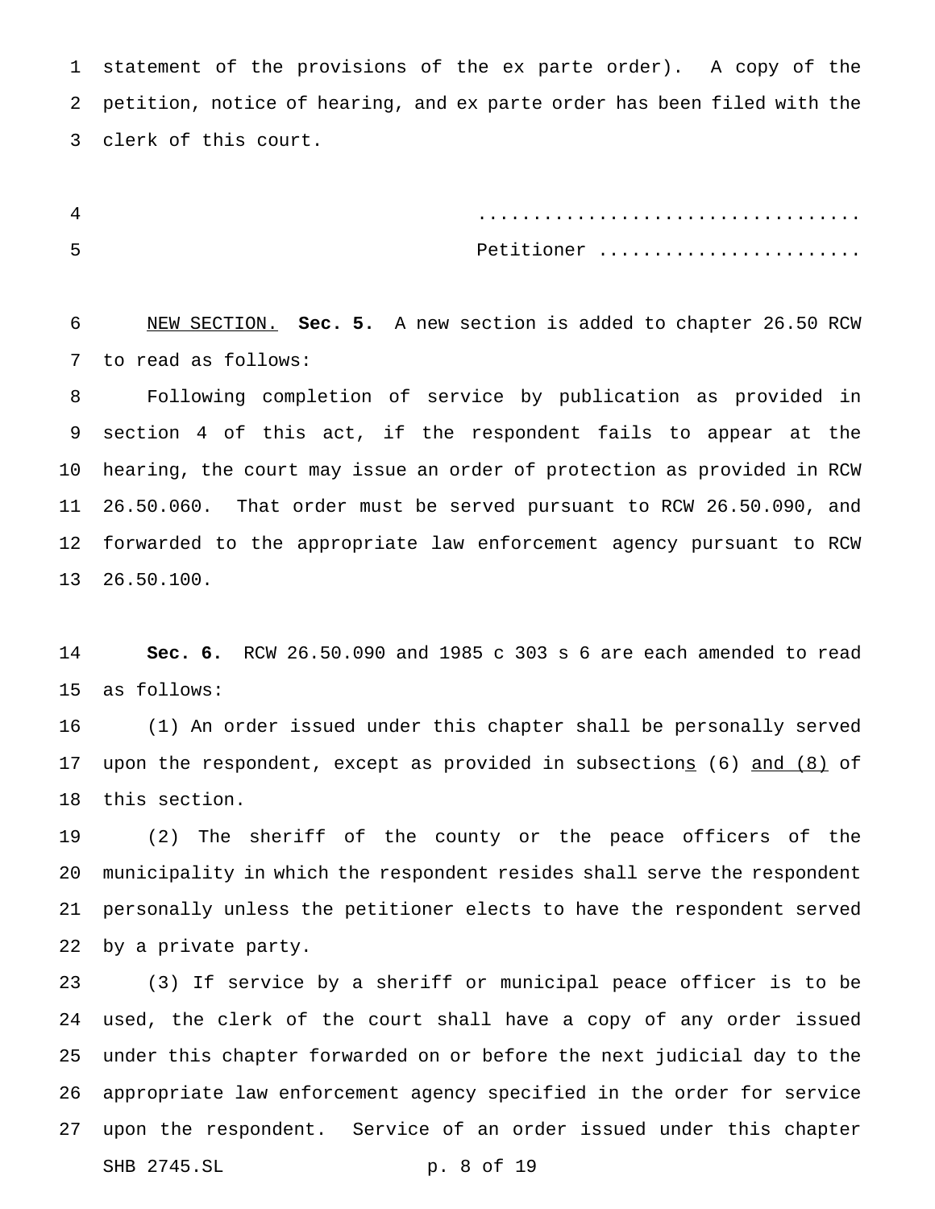statement of the provisions of the ex parte order). A copy of the petition, notice of hearing, and ex parte order has been filed with the clerk of this court.

..................................

Petitioner ........................

NEW SECTION. **Sec. 5.** A new section is added to chapter 26.50 RCW to read as follows:

Following completion of service by publication as provided in section 4 of this act, if the respondent fails to appear at the hearing, the court may issue an order of protection as provided in RCW 26.50.060. That order must be served pursuant to RCW 26.50.090, and forwarded to the appropriate law enforcement agency pursuant to RCW 26.50.100.

**Sec. 6.** RCW 26.50.090 and 1985 c 303 s 6 are each amended to read as follows:

(1) An order issued under this chapter shall be personally served upon the respondent, except as provided in subsections (6) and (8) of this section.

(2) The sheriff of the county or the peace officers of the municipality in which the respondent resides shall serve the respondent personally unless the petitioner elects to have the respondent served by a private party.

(3) If service by a sheriff or municipal peace officer is to be used, the clerk of the court shall have a copy of any order issued under this chapter forwarded on or before the next judicial day to the appropriate law enforcement agency specified in the order for service upon the respondent. Service of an order issued under this chapter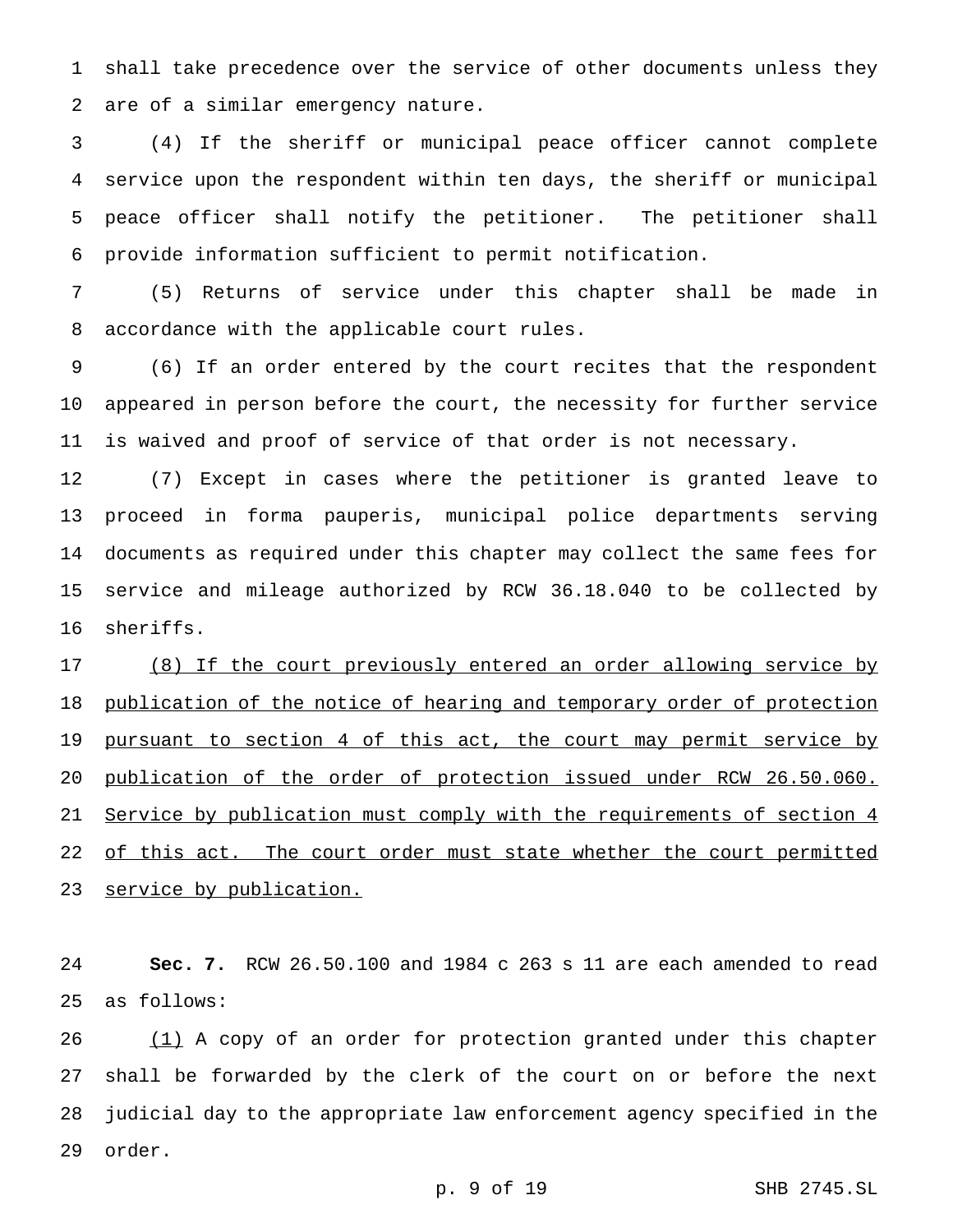shall take precedence over the service of other documents unless they are of a similar emergency nature.

(4) If the sheriff or municipal peace officer cannot complete service upon the respondent within ten days, the sheriff or municipal peace officer shall notify the petitioner. The petitioner shall provide information sufficient to permit notification.

(5) Returns of service under this chapter shall be made in accordance with the applicable court rules.

(6) If an order entered by the court recites that the respondent appeared in person before the court, the necessity for further service is waived and proof of service of that order is not necessary.

(7) Except in cases where the petitioner is granted leave to proceed in forma pauperis, municipal police departments serving documents as required under this chapter may collect the same fees for service and mileage authorized by RCW 36.18.040 to be collected by sheriffs.

<u>(8) If the court previously entered an order allowing service by publication of the notice of hearing and temporary order of protection pursuant to section 4 of this act, the court may permit service by publication of the order of protection issued under RCW 26.50.060. Service by publication must comply with the requirements of section 4 of this act. The court order must state whether the court permitted service by publication.</u>

**Sec. 7.** RCW 26.50.100 and 1984 c 263 s 11 are each amended to read as follows:

<u>(1)</u> A copy of an order for protection granted under this chapter shall be forwarded by the clerk of the court on or before the next judicial day to the appropriate law enforcement agency specified in the order.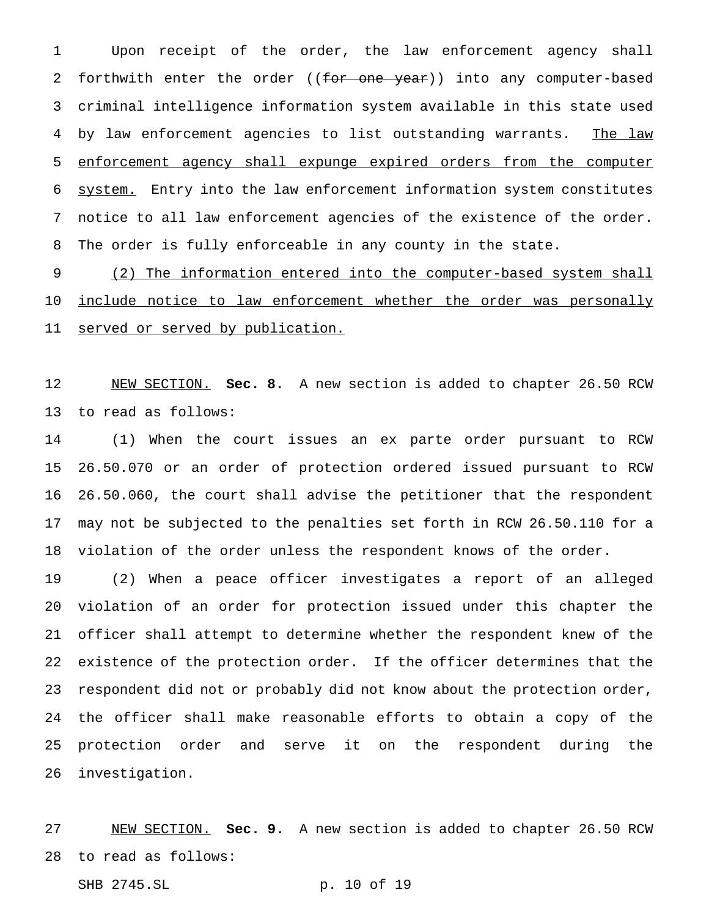Upon receipt of the order, the law enforcement agency shall forthwith enter the order ((~~for one year~~)) into any computer-based criminal intelligence information system available in this state used by law enforcement agencies to list outstanding warrants. <u>The law enforcement agency shall expunge expired orders from the computer system.</u> Entry into the law enforcement information system constitutes notice to all law enforcement agencies of the existence of the order. The order is fully enforceable in any county in the state.

<u>(2) The information entered into the computer-based system shall include notice to law enforcement whether the order was personally served or served by publication.</u>

<u>NEW SECTION.</u> **Sec. 8.** A new section is added to chapter 26.50 RCW to read as follows:

(1) When the court issues an ex parte order pursuant to RCW 26.50.070 or an order of protection ordered issued pursuant to RCW 26.50.060, the court shall advise the petitioner that the respondent may not be subjected to the penalties set forth in RCW 26.50.110 for a violation of the order unless the respondent knows of the order.

(2) When a peace officer investigates a report of an alleged violation of an order for protection issued under this chapter the officer shall attempt to determine whether the respondent knew of the existence of the protection order. If the officer determines that the respondent did not or probably did not know about the protection order, the officer shall make reasonable efforts to obtain a copy of the protection order and serve it on the respondent during the investigation.

<u>NEW SECTION.</u> **Sec. 9.** A new section is added to chapter 26.50 RCW to read as follows: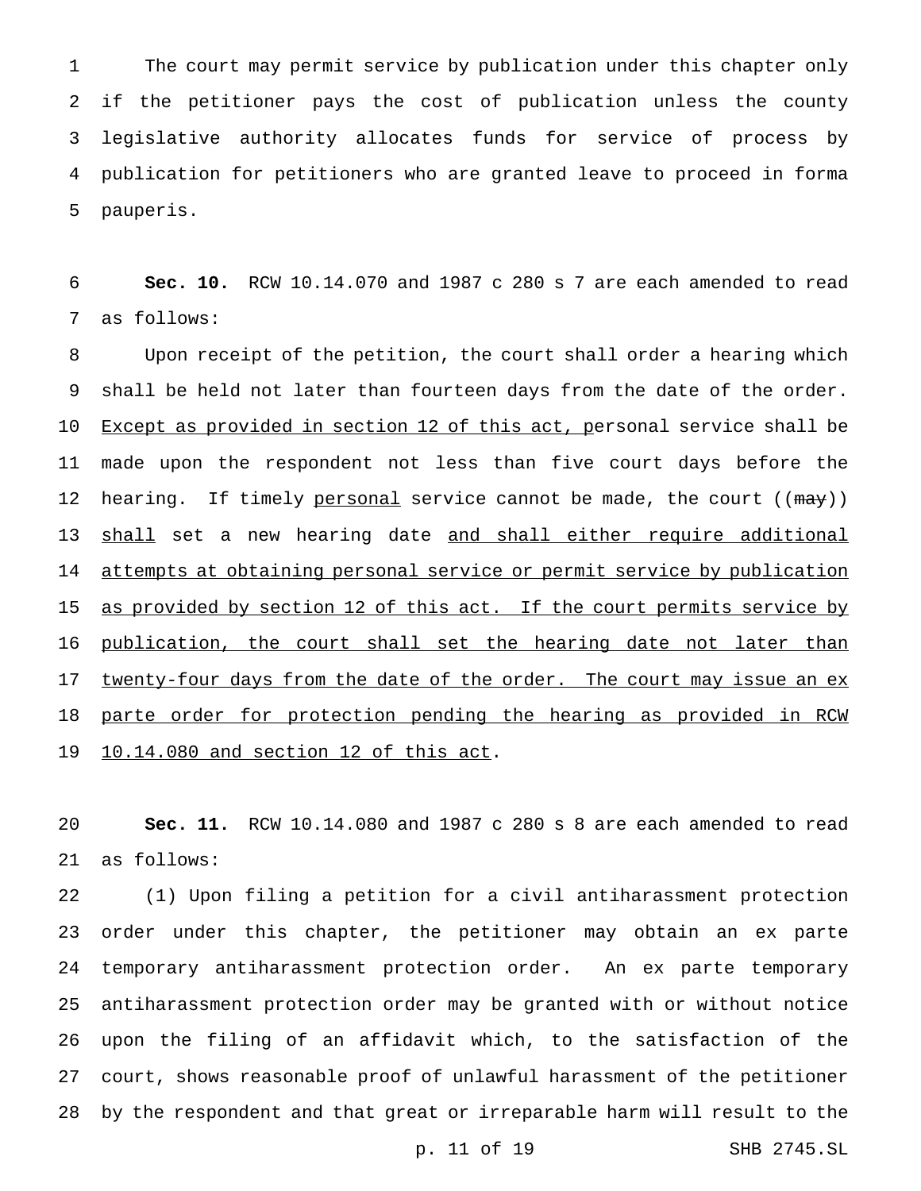The court may permit service by publication under this chapter only if the petitioner pays the cost of publication unless the county legislative authority allocates funds for service of process by publication for petitioners who are granted leave to proceed in forma pauperis.

**Sec. 10.** RCW 10.14.070 and 1987 c 280 s 7 are each amended to read as follows:

Upon receipt of the petition, the court shall order a hearing which shall be held not later than fourteen days from the date of the order. <u>Except as provided in section 12 of this act, p</u>ersonal service shall be made upon the respondent not less than five court days before the hearing. If timely <u>personal</u> service cannot be made, the court ((~~may~~)) <u>shall</u> set a new hearing date <u>and shall either require additional attempts at obtaining personal service or permit service by publication as provided by section 12 of this act. If the court permits service by publication, the court shall set the hearing date not later than twenty-four days from the date of the order. The court may issue an ex parte order for protection pending the hearing as provided in RCW 10.14.080 and section 12 of this act</u>.

**Sec. 11.** RCW 10.14.080 and 1987 c 280 s 8 are each amended to read as follows:

(1) Upon filing a petition for a civil antiharassment protection order under this chapter, the petitioner may obtain an ex parte temporary antiharassment protection order. An ex parte temporary antiharassment protection order may be granted with or without notice upon the filing of an affidavit which, to the satisfaction of the court, shows reasonable proof of unlawful harassment of the petitioner by the respondent and that great or irreparable harm will result to the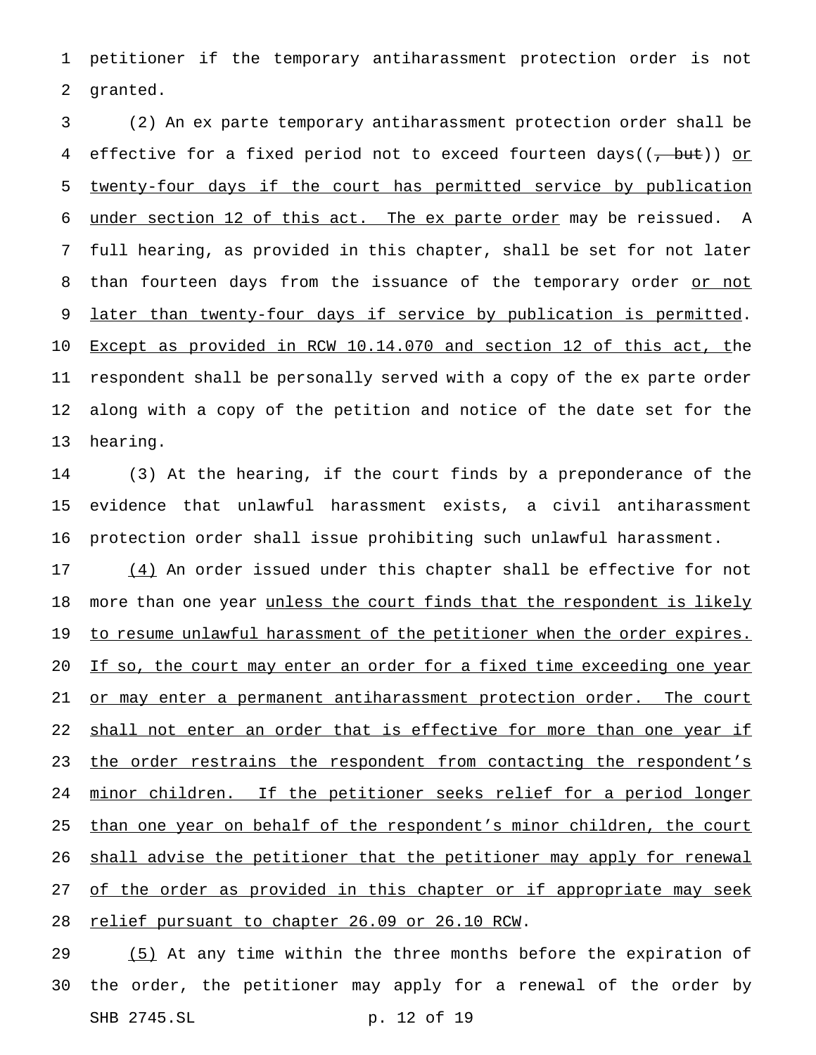petitioner if the temporary antiharassment protection order is not granted.

(2) An ex parte temporary antiharassment protection order shall be effective for a fixed period not to exceed fourteen days((~~, but~~)) <u>or twenty-four days if the court has permitted service by publication under section 12 of this act. The ex parte order</u> may be reissued. A full hearing, as provided in this chapter, shall be set for not later than fourteen days from the issuance of the temporary order <u>or not later than twenty-four days if service by publication is permitted</u>. <u>Except as provided in RCW 10.14.070 and section 12 of this act, t</u>he respondent shall be personally served with a copy of the ex parte order along with a copy of the petition and notice of the date set for the hearing.

(3) At the hearing, if the court finds by a preponderance of the evidence that unlawful harassment exists, a civil antiharassment protection order shall issue prohibiting such unlawful harassment.

<u>(4)</u> An order issued under this chapter shall be effective for not more than one year <u>unless the court finds that the respondent is likely to resume unlawful harassment of the petitioner when the order expires. If so, the court may enter an order for a fixed time exceeding one year or may enter a permanent antiharassment protection order. The court shall not enter an order that is effective for more than one year if the order restrains the respondent from contacting the respondent's minor children. If the petitioner seeks relief for a period longer than one year on behalf of the respondent's minor children, the court shall advise the petitioner that the petitioner may apply for renewal of the order as provided in this chapter or if appropriate may seek relief pursuant to chapter 26.09 or 26.10 RCW</u>.

<u>(5)</u> At any time within the three months before the expiration of the order, the petitioner may apply for a renewal of the order by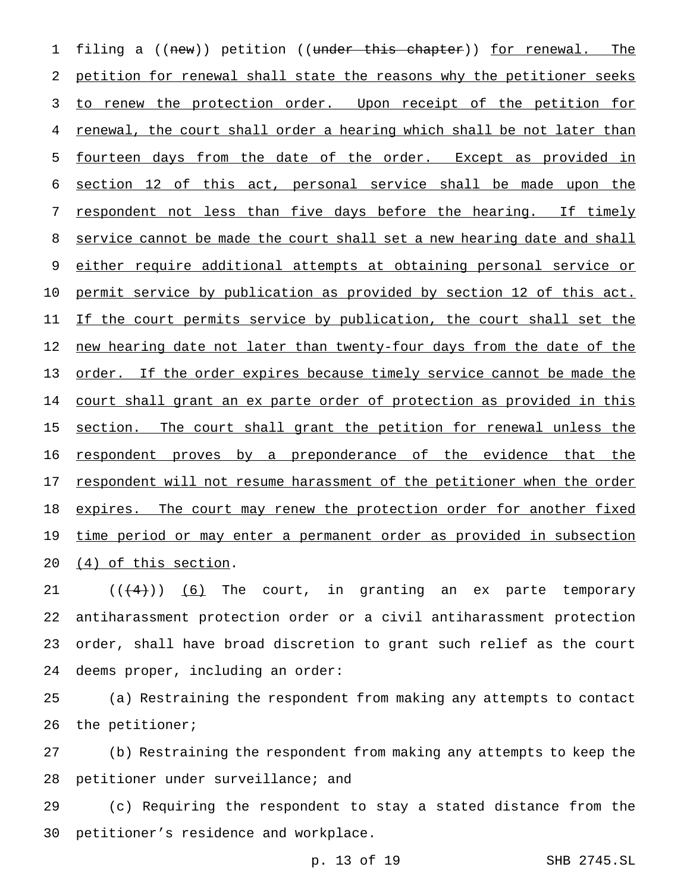filing a ((~~new~~)) petition ((~~under this chapter~~)) <u>for renewal. The petition for renewal shall state the reasons why the petitioner seeks to renew the protection order. Upon receipt of the petition for renewal, the court shall order a hearing which shall be not later than fourteen days from the date of the order. Except as provided in section 12 of this act, personal service shall be made upon the respondent not less than five days before the hearing. If timely service cannot be made the court shall set a new hearing date and shall either require additional attempts at obtaining personal service or permit service by publication as provided by section 12 of this act. If the court permits service by publication, the court shall set the new hearing date not later than twenty-four days from the date of the order. If the order expires because timely service cannot be made the court shall grant an ex parte order of protection as provided in this section. The court shall grant the petition for renewal unless the respondent proves by a preponderance of the evidence that the respondent will not resume harassment of the petitioner when the order expires. The court may renew the protection order for another fixed time period or may enter a permanent order as provided in subsection (4) of this section</u>.

((~~(4)~~)) <u>(6)</u> The court, in granting an ex parte temporary antiharassment protection order or a civil antiharassment protection order, shall have broad discretion to grant such relief as the court deems proper, including an order:

(a) Restraining the respondent from making any attempts to contact the petitioner;

(b) Restraining the respondent from making any attempts to keep the petitioner under surveillance; and

(c) Requiring the respondent to stay a stated distance from the petitioner's residence and workplace.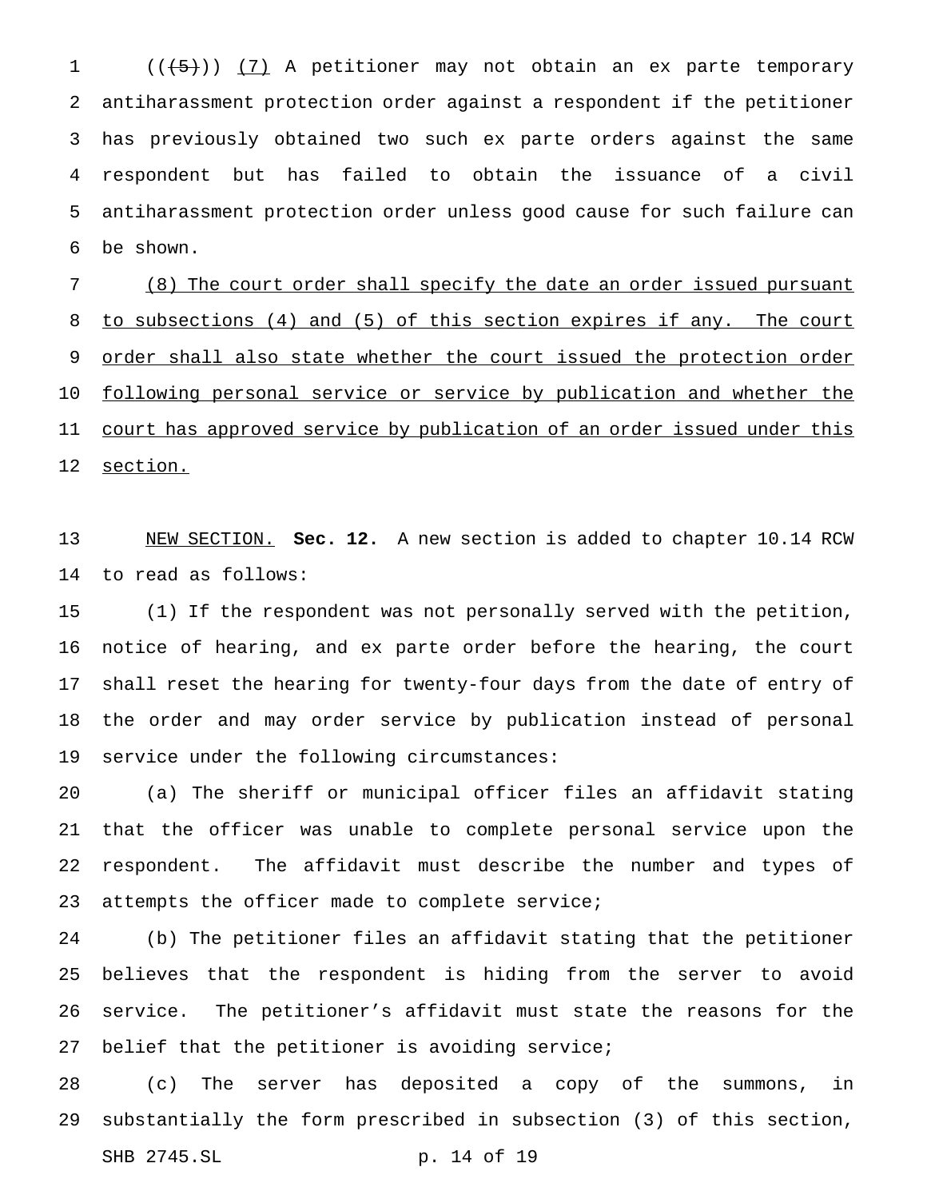(((5))) (7) A petitioner may not obtain an ex parte temporary antiharassment protection order against a respondent if the petitioner has previously obtained two such ex parte orders against the same respondent but has failed to obtain the issuance of a civil antiharassment protection order unless good cause for such failure can be shown.

(8) The court order shall specify the date an order issued pursuant to subsections (4) and (5) of this section expires if any. The court order shall also state whether the court issued the protection order following personal service or service by publication and whether the court has approved service by publication of an order issued under this section.

NEW SECTION. **Sec. 12.** A new section is added to chapter 10.14 RCW to read as follows:

(1) If the respondent was not personally served with the petition, notice of hearing, and ex parte order before the hearing, the court shall reset the hearing for twenty-four days from the date of entry of the order and may order service by publication instead of personal service under the following circumstances:

(a) The sheriff or municipal officer files an affidavit stating that the officer was unable to complete personal service upon the respondent. The affidavit must describe the number and types of attempts the officer made to complete service;

(b) The petitioner files an affidavit stating that the petitioner believes that the respondent is hiding from the server to avoid service. The petitioner's affidavit must state the reasons for the belief that the petitioner is avoiding service;

(c) The server has deposited a copy of the summons, in substantially the form prescribed in subsection (3) of this section,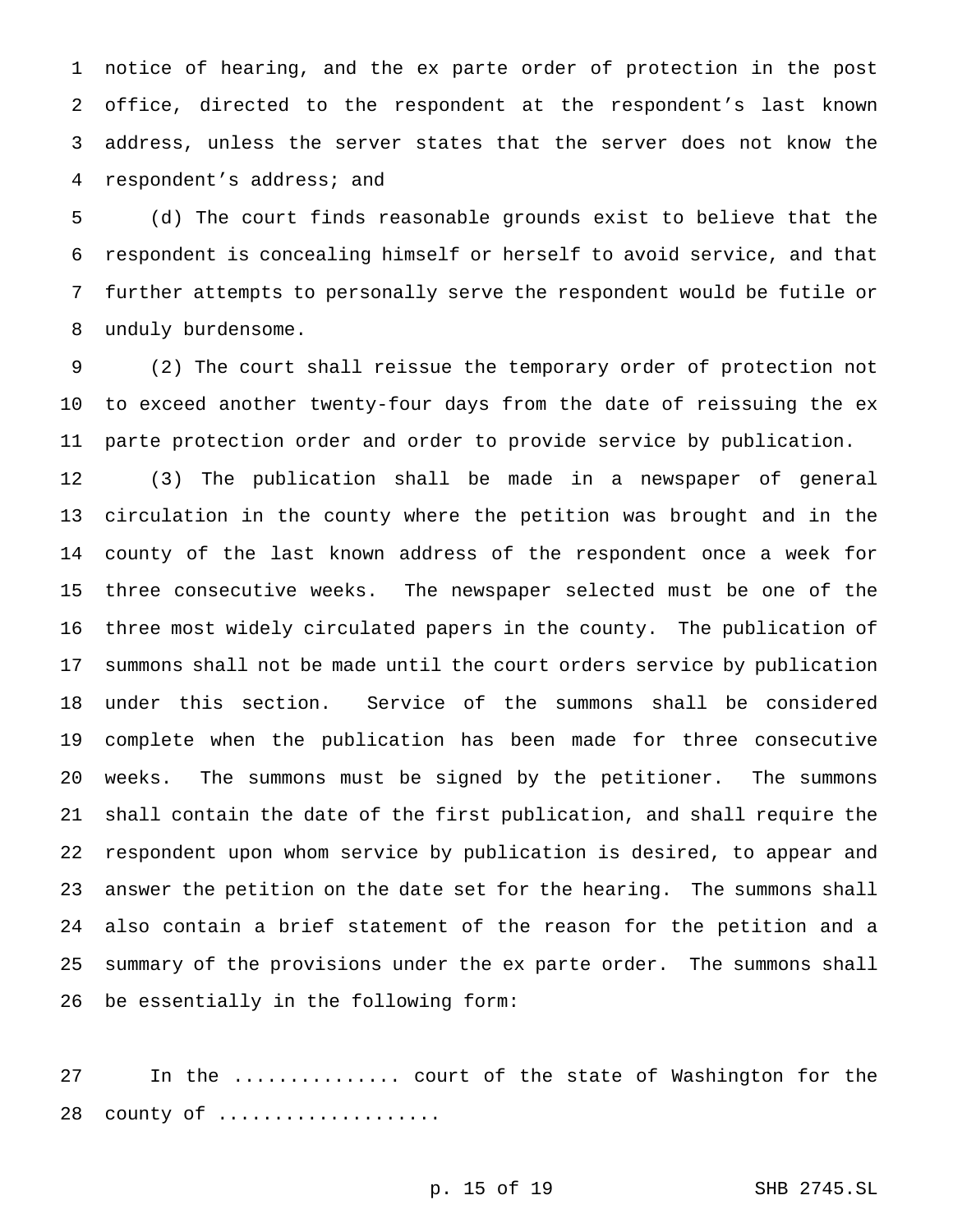notice of hearing, and the ex parte order of protection in the post office, directed to the respondent at the respondent's last known address, unless the server states that the server does not know the respondent's address; and

(d) The court finds reasonable grounds exist to believe that the respondent is concealing himself or herself to avoid service, and that further attempts to personally serve the respondent would be futile or unduly burdensome.

(2) The court shall reissue the temporary order of protection not to exceed another twenty-four days from the date of reissuing the ex parte protection order and order to provide service by publication.

(3) The publication shall be made in a newspaper of general circulation in the county where the petition was brought and in the county of the last known address of the respondent once a week for three consecutive weeks. The newspaper selected must be one of the three most widely circulated papers in the county. The publication of summons shall not be made until the court orders service by publication under this section. Service of the summons shall be considered complete when the publication has been made for three consecutive weeks. The summons must be signed by the petitioner. The summons shall contain the date of the first publication, and shall require the respondent upon whom service by publication is desired, to appear and answer the petition on the date set for the hearing. The summons shall also contain a brief statement of the reason for the petition and a summary of the provisions under the ex parte order. The summons shall be essentially in the following form:

In the .............. court of the state of Washington for the county of ...................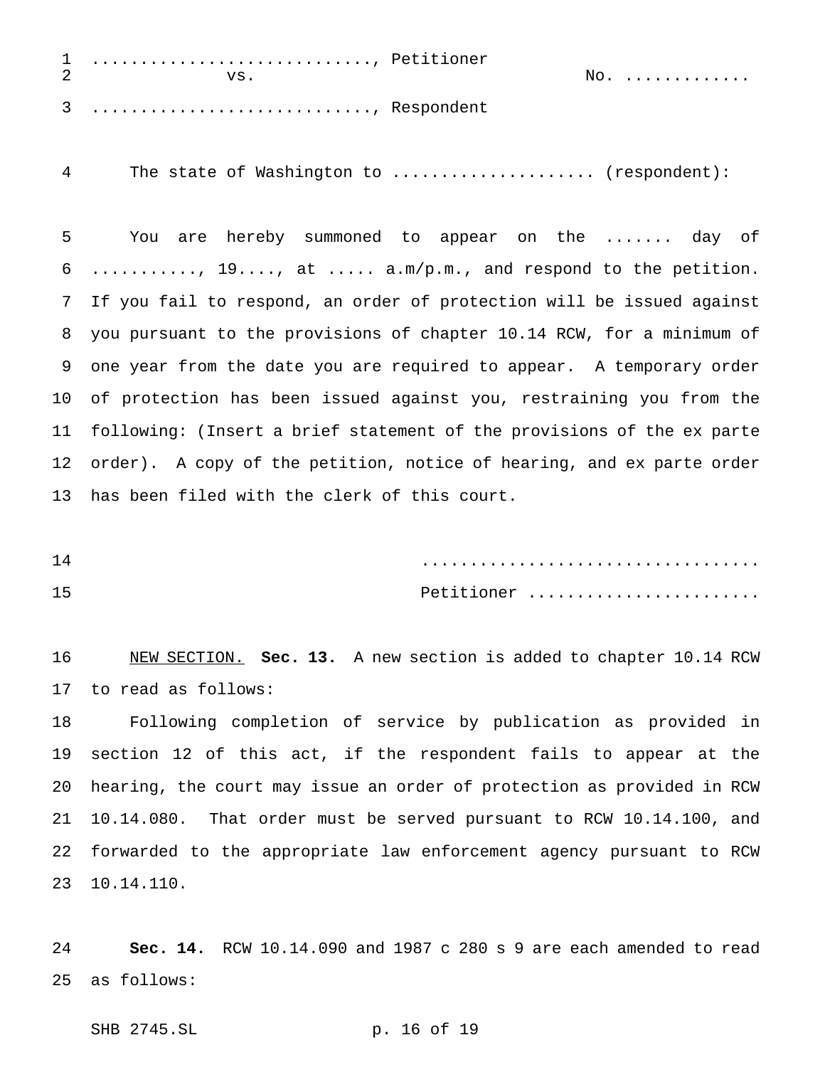............................., Petitioner
vs. No. .............
............................., Respondent

The state of Washington to .................... (respondent):

You are hereby summoned to appear on the ....... day of ..........., 19...., at ..... a.m/p.m., and respond to the petition. If you fail to respond, an order of protection will be issued against you pursuant to the provisions of chapter 10.14 RCW, for a minimum of one year from the date you are required to appear. A temporary order of protection has been issued against you, restraining you from the following: (Insert a brief statement of the provisions of the ex parte order). A copy of the petition, notice of hearing, and ex parte order has been filed with the clerk of this court.

..................................

Petitioner ........................

NEW SECTION. **Sec. 13.** A new section is added to chapter 10.14 RCW to read as follows:

Following completion of service by publication as provided in section 12 of this act, if the respondent fails to appear at the hearing, the court may issue an order of protection as provided in RCW 10.14.080. That order must be served pursuant to RCW 10.14.100, and forwarded to the appropriate law enforcement agency pursuant to RCW 10.14.110.

**Sec. 14.** RCW 10.14.090 and 1987 c 280 s 9 are each amended to read as follows: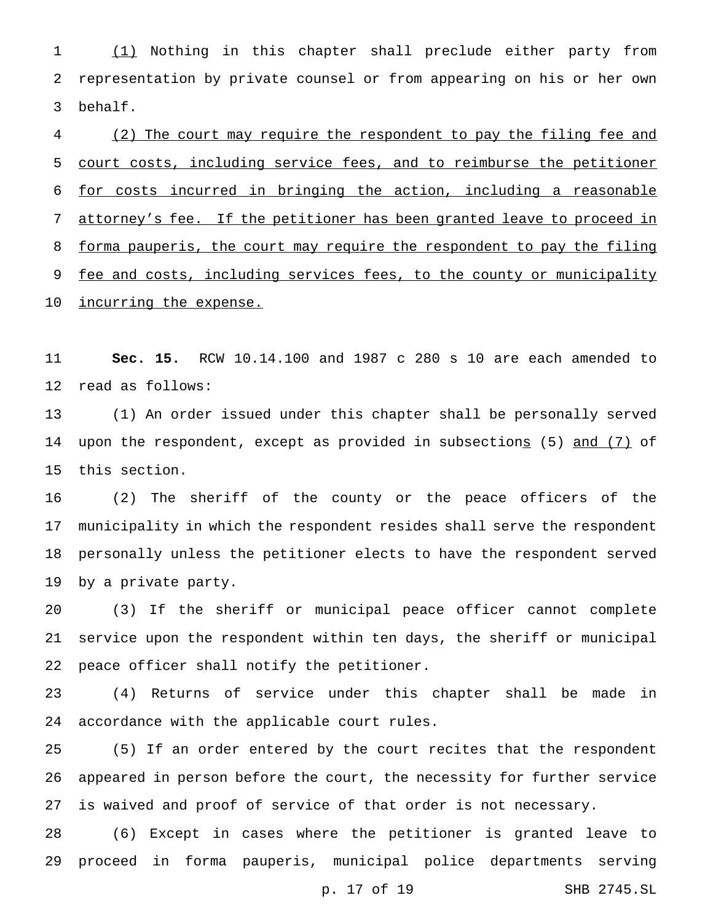(1) Nothing in this chapter shall preclude either party from representation by private counsel or from appearing on his or her own behalf.

(2) The court may require the respondent to pay the filing fee and court costs, including service fees, and to reimburse the petitioner for costs incurred in bringing the action, including a reasonable attorney's fee. If the petitioner has been granted leave to proceed in forma pauperis, the court may require the respondent to pay the filing fee and costs, including services fees, to the county or municipality incurring the expense.

**Sec. 15.** RCW 10.14.100 and 1987 c 280 s 10 are each amended to read as follows:

(1) An order issued under this chapter shall be personally served upon the respondent, except as provided in subsections (5) and (7) of this section.

(2) The sheriff of the county or the peace officers of the municipality in which the respondent resides shall serve the respondent personally unless the petitioner elects to have the respondent served by a private party.

(3) If the sheriff or municipal peace officer cannot complete service upon the respondent within ten days, the sheriff or municipal peace officer shall notify the petitioner.

(4) Returns of service under this chapter shall be made in accordance with the applicable court rules.

(5) If an order entered by the court recites that the respondent appeared in person before the court, the necessity for further service is waived and proof of service of that order is not necessary.

(6) Except in cases where the petitioner is granted leave to proceed in forma pauperis, municipal police departments serving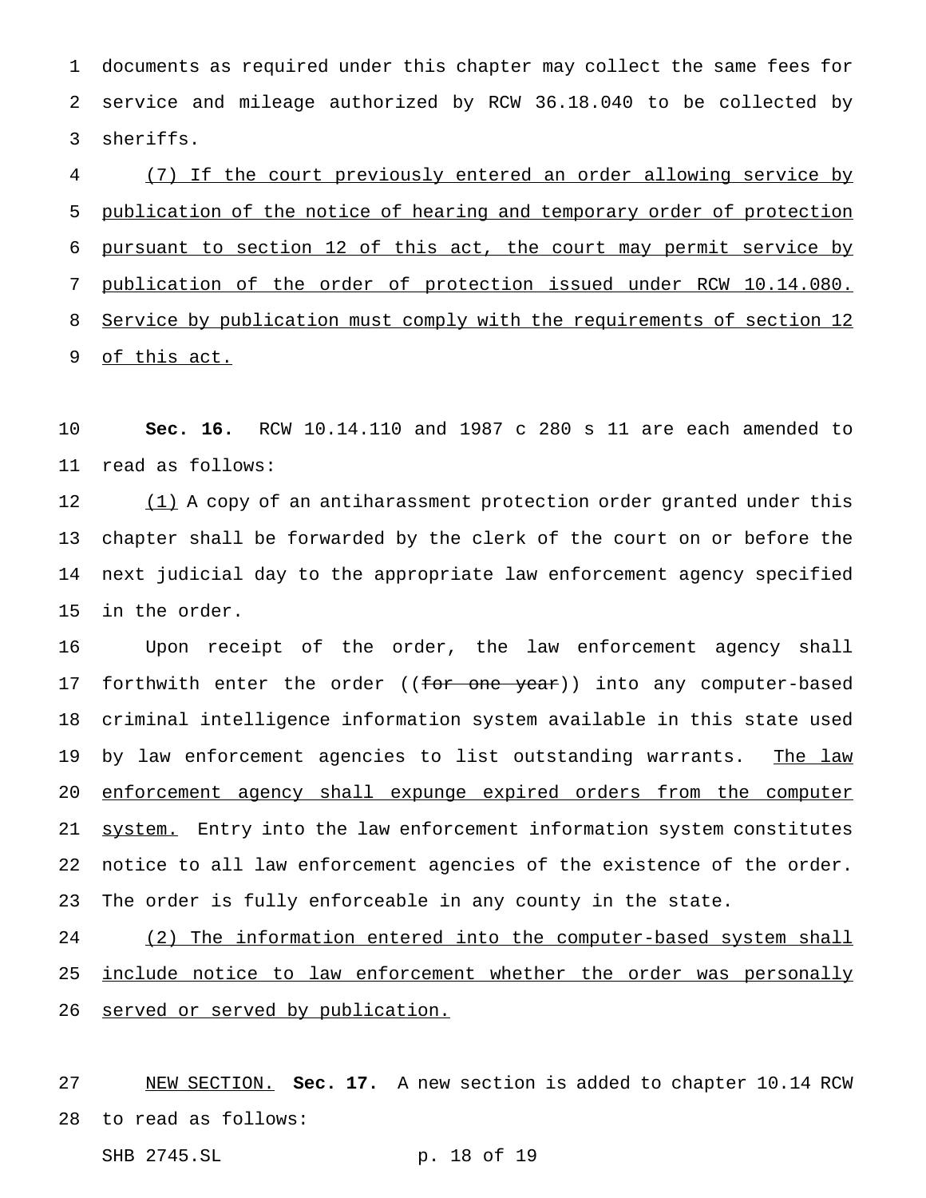documents as required under this chapter may collect the same fees for service and mileage authorized by RCW 36.18.040 to be collected by sheriffs.

(7) If the court previously entered an order allowing service by publication of the notice of hearing and temporary order of protection pursuant to section 12 of this act, the court may permit service by publication of the order of protection issued under RCW 10.14.080. Service by publication must comply with the requirements of section 12 of this act.

**Sec. 16.** RCW 10.14.110 and 1987 c 280 s 11 are each amended to read as follows:

(1) A copy of an antiharassment protection order granted under this chapter shall be forwarded by the clerk of the court on or before the next judicial day to the appropriate law enforcement agency specified in the order.

Upon receipt of the order, the law enforcement agency shall forthwith enter the order ((~~for one year~~)) into any computer-based criminal intelligence information system available in this state used by law enforcement agencies to list outstanding warrants. The law enforcement agency shall expunge expired orders from the computer system. Entry into the law enforcement information system constitutes notice to all law enforcement agencies of the existence of the order. The order is fully enforceable in any county in the state.

(2) The information entered into the computer-based system shall include notice to law enforcement whether the order was personally served or served by publication.

NEW SECTION. **Sec. 17.** A new section is added to chapter 10.14 RCW to read as follows: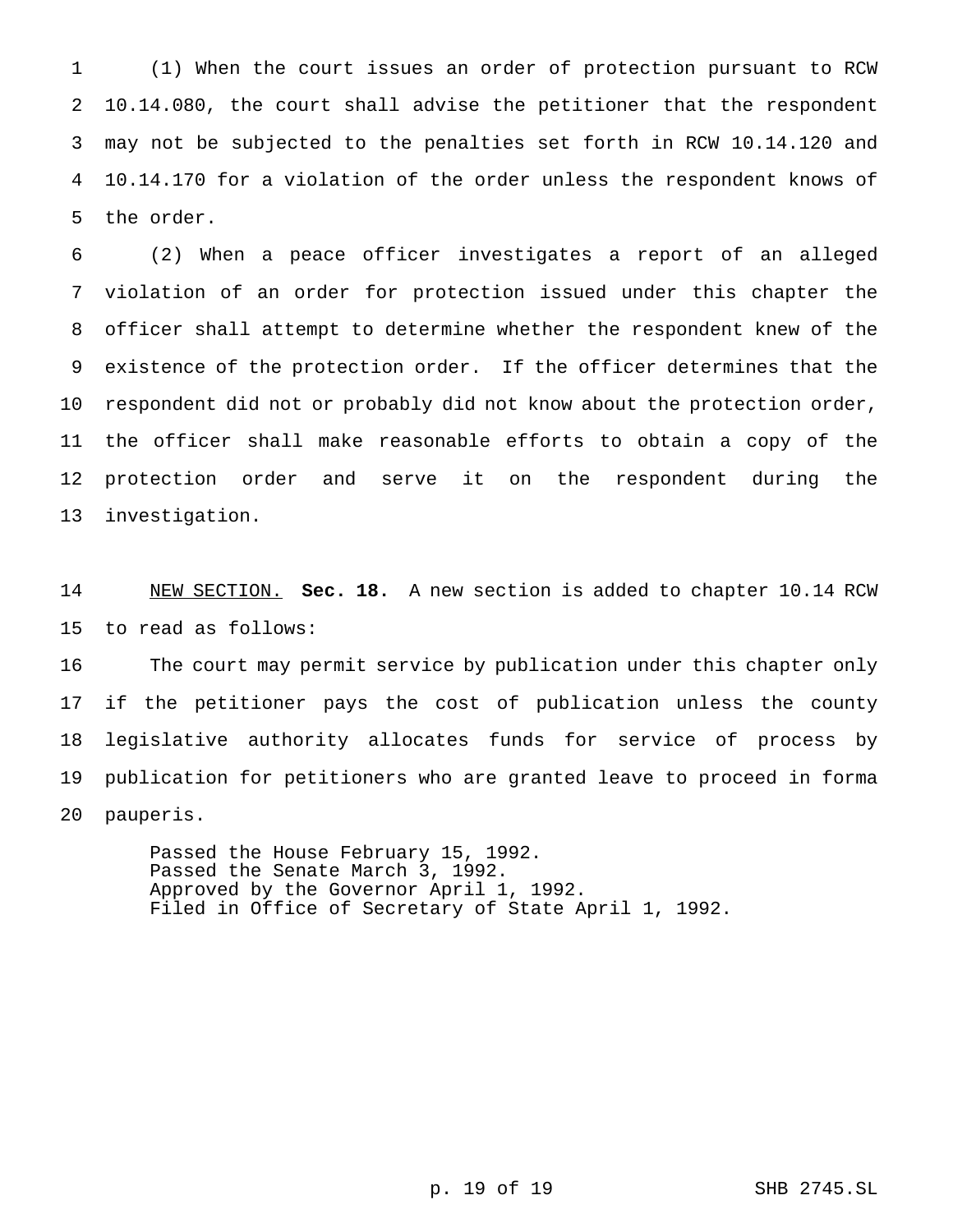(1) When the court issues an order of protection pursuant to RCW 10.14.080, the court shall advise the petitioner that the respondent may not be subjected to the penalties set forth in RCW 10.14.120 and 10.14.170 for a violation of the order unless the respondent knows of the order.

(2) When a peace officer investigates a report of an alleged violation of an order for protection issued under this chapter the officer shall attempt to determine whether the respondent knew of the existence of the protection order. If the officer determines that the respondent did not or probably did not know about the protection order, the officer shall make reasonable efforts to obtain a copy of the protection order and serve it on the respondent during the investigation.

NEW SECTION. **Sec. 18.** A new section is added to chapter 10.14 RCW to read as follows:

The court may permit service by publication under this chapter only if the petitioner pays the cost of publication unless the county legislative authority allocates funds for service of process by publication for petitioners who are granted leave to proceed in forma pauperis.

Passed the House February 15, 1992.
Passed the Senate March 3, 1992.
Approved by the Governor April 1, 1992.
Filed in Office of Secretary of State April 1, 1992.